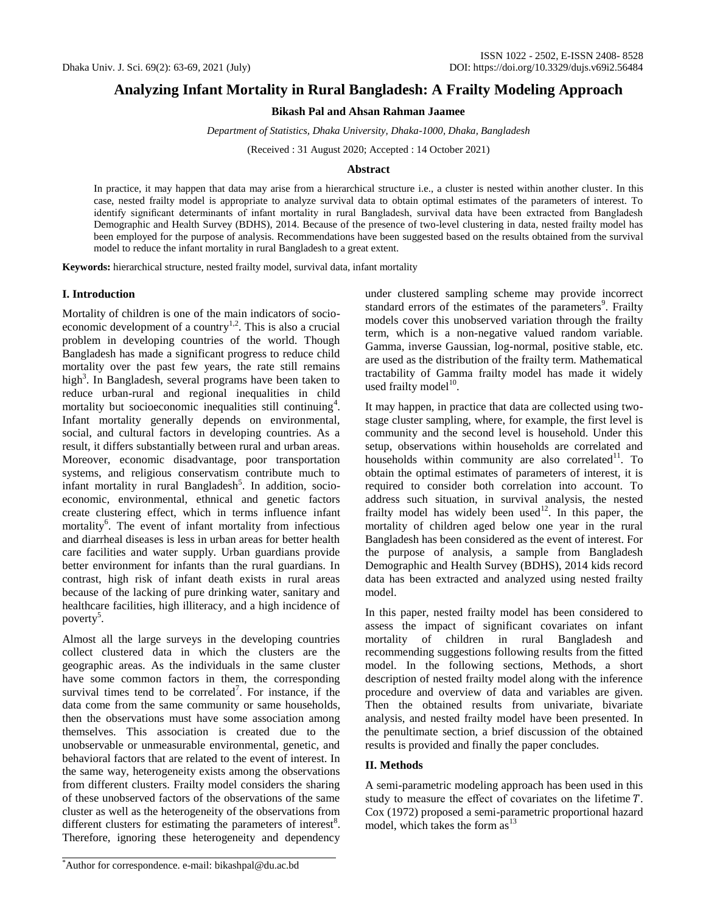# Analyzing Infant Mortality in Rural Bangladesh: A Frailty Modeling Approach

**Bikash Pal and Ahsan Rahman Jaamee**

*Department of Statistics, Dhaka University, Dhaka-1000, Dhaka, Bangladesh*

(Received : 31 August 2020; Accepted : 14 October 2021)

### Abstract

In practice, it may happen that data may arise from a hierarchical structure i.e., a cluster is nested within another cluster. In this case, nested frailty model is appropriate to analyze survival data to obtain optimal estimates of the parameters of interest. To identify significant determinants of infant mortality in rural Bangladesh, survival data have been extracted from Bangladesh Demographic and Health Survey (BDHS), 2014. Because of the presence of two-level clustering in data, nested frailty model has been employed for the purpose of analysis. Recommendations have been suggested based on the results obtained from the survival model to reduce the infant mortality in rural Bangladesh to a great extent.

**Keywords:** hierarchical structure, nested frailty model, survival data, infant mortality

## I. Introduction

Mortality of children is one of the main indicators of socio-economic development of a country[1,2]. This is also a crucial problem in developing countries of the world. Though Bangladesh has made a significant progress to reduce child mortality over the past few years, the rate still remains high[3]. In Bangladesh, several programs have been taken to reduce urban-rural and regional inequalities in child mortality but socioeconomic inequalities still continuing[4]. Infant mortality generally depends on environmental, social, and cultural factors in developing countries. As a result, it differs substantially between rural and urban areas. Moreover, economic disadvantage, poor transportation systems, and religious conservatism contribute much to infant mortality in rural Bangladesh[5]. In addition, socio-economic, environmental, ethnical and genetic factors create clustering effect, which in terms influence infant mortality[6]. The event of infant mortality from infectious and diarrheal diseases is less in urban areas for better health care facilities and water supply. Urban guardians provide better environment for infants than the rural guardians. In contrast, high risk of infant death exists in rural areas because of the lacking of pure drinking water, sanitary and healthcare facilities, high illiteracy, and a high incidence of poverty[5].

Almost all the large surveys in the developing countries collect clustered data in which the clusters are the geographic areas. As the individuals in the same cluster have some common factors in them, the corresponding survival times tend to be correlated[7]. For instance, if the data come from the same community or same households, then the observations must have some association among themselves. This association is created due to the unobservable or unmeasurable environmental, genetic, and behavioral factors that are related to the event of interest. In the same way, heterogeneity exists among the observations from different clusters. Frailty model considers the sharing of these unobserved factors of the observations of the same cluster as well as the heterogeneity of the observations from different clusters for estimating the parameters of interest[8]. Therefore, ignoring these heterogeneity and dependency under clustered sampling scheme may provide incorrect standard errors of the estimates of the parameters[9]. Frailty models cover this unobserved variation through the frailty term, which is a non-negative valued random variable. Gamma, inverse Gaussian, log-normal, positive stable, etc. are used as the distribution of the frailty term. Mathematical tractability of Gamma frailty model has made it widely used frailty model[10].

It may happen, in practice that data are collected using two-stage cluster sampling, where, for example, the first level is community and the second level is household. Under this setup, observations within households are correlated and households within community are also correlated[11]. To obtain the optimal estimates of parameters of interest, it is required to consider both correlation into account. To address such situation, in survival analysis, the nested frailty model has widely been used[12]. In this paper, the mortality of children aged below one year in the rural Bangladesh has been considered as the event of interest. For the purpose of analysis, a sample from Bangladesh Demographic and Health Survey (BDHS), 2014 kids record data has been extracted and analyzed using nested frailty model.

In this paper, nested frailty model has been considered to assess the impact of significant covariates on infant mortality of children in rural Bangladesh and recommending suggestions following results from the fitted model. In the following sections, Methods, a short description of nested frailty model along with the inference procedure and overview of data and variables are given. Then the obtained results from univariate, bivariate analysis, and nested frailty model have been presented. In the penultimate section, a brief discussion of the obtained results is provided and finally the paper concludes.

## II. Methods

A semi-parametric modeling approach has been used in this study to measure the effect of covariates on the lifetime $T$. Cox (1972) proposed a semi-parametric proportional hazard model, which takes the form as[13]

*Author for correspondence. e-mail: bikashpal@du.ac.bd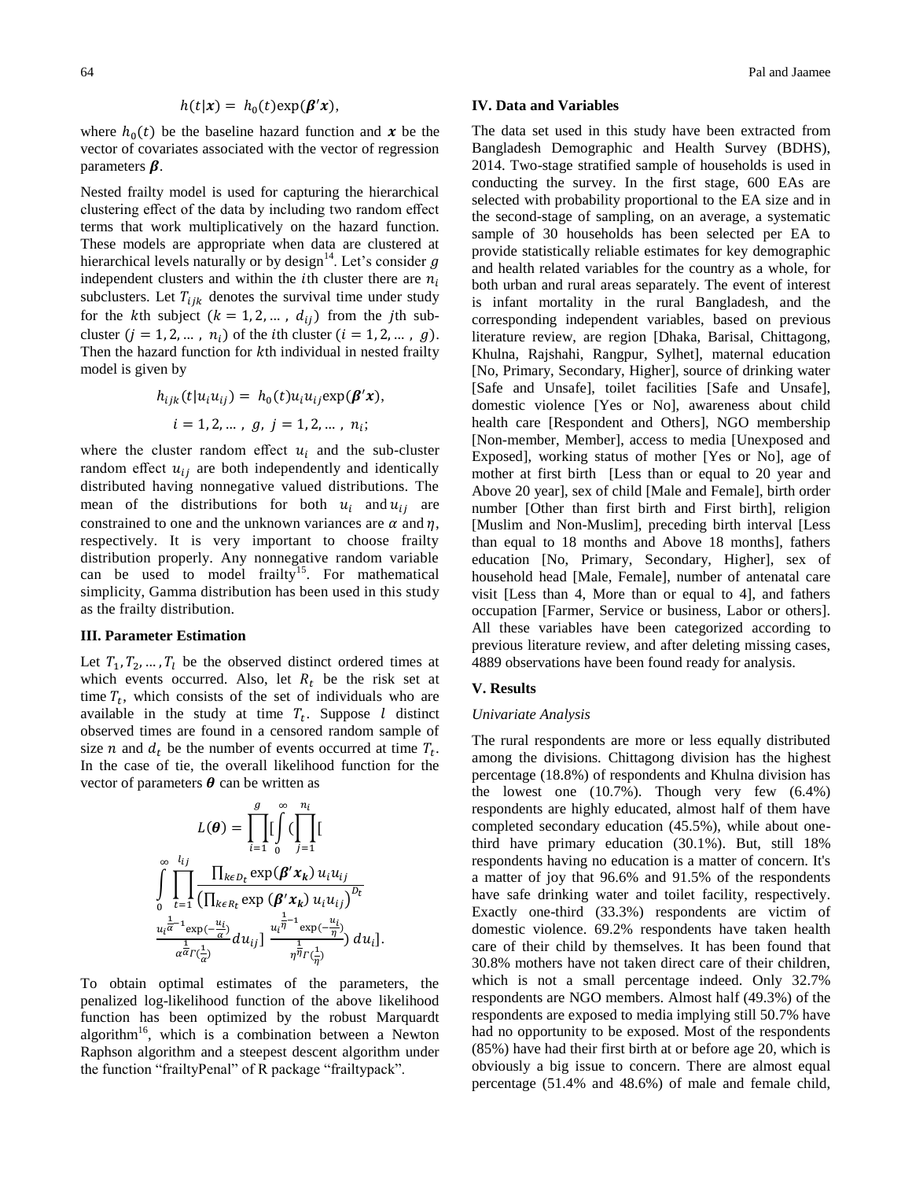$$h(t|\boldsymbol{x}) = h_0(t)\exp(\boldsymbol{\beta}'\boldsymbol{x}),$$

where $h_0(t)$ be the baseline hazard function and $\boldsymbol{x}$ be the vector of covariates associated with the vector of regression parameters $\boldsymbol{\beta}$.

Nested frailty model is used for capturing the hierarchical clustering effect of the data by including two random effect terms that work multiplicatively on the hazard function. These models are appropriate when data are clustered at hierarchical levels naturally or by design[14]. Let's consider $g$ independent clusters and within the $i$th cluster there are $n_i$ subclusters. Let $T_{ijk}$ denotes the survival time under study for the $k$th subject ($k = 1, 2, \ldots, d_{ij}$) from the $j$th sub-cluster ($j = 1, 2, \ldots, n_i$) of the $i$th cluster ($i = 1, 2, \ldots, g$). Then the hazard function for $k$th individual in nested frailty model is given by

$$h_{ijk}(t|u_i u_{ij}) = h_0(t) u_i u_{ij} \exp(\boldsymbol{\beta}'\boldsymbol{x}),$$
$$i = 1, 2, \ldots, g, \; j = 1, 2, \ldots, n_i;$$

where the cluster random effect $u_i$ and the sub-cluster random effect $u_{ij}$ are both independently and identically distributed having nonnegative valued distributions. The mean of the distributions for both $u_i$ and $u_{ij}$ are constrained to one and the unknown variances are $\alpha$ and $\eta$, respectively. It is very important to choose frailty distribution properly. Any nonnegative random variable can be used to model frailty[15]. For mathematical simplicity, Gamma distribution has been used in this study as the frailty distribution.

### III. Parameter Estimation

Let $T_1, T_2, \ldots, T_l$ be the observed distinct ordered times at which events occurred. Also, let $R_t$ be the risk set at time $T_t$, which consists of the set of individuals who are available in the study at time $T_t$. Suppose $l$ distinct observed times are found in a censored random sample of size $n$ and $d_t$ be the number of events occurred at time $T_t$. In the case of tie, the overall likelihood function for the vector of parameters $\boldsymbol{\theta}$ can be written as

$$L(\boldsymbol{\theta}) = \prod_{i=1}^{g} [\int_0^{\infty} (\prod_{j=1}^{n_i} [ \int_0^{\infty} \prod_{t=1}^{l_{ij}} \frac{\prod_{k \epsilon D_t} \exp(\boldsymbol{\beta}'\boldsymbol{x_k})\, u_i u_{ij}}{\left(\prod_{k \epsilon R_t} \exp(\boldsymbol{\beta}'\boldsymbol{x_k})\, u_i u_{ij}\right)^{D_t}} \frac{u_i^{\frac{1}{\alpha}-1}\exp(-\frac{u_i}{\alpha})}{\alpha^{\frac{1}{\alpha}}\Gamma(\frac{1}{\alpha})} du_{ij}] \; \frac{u_i^{\frac{1}{\eta}-1}\exp(-\frac{u_i}{\eta})}{\eta^{\frac{1}{\eta}}\Gamma(\frac{1}{\eta})}) \, du_i].$$

To obtain optimal estimates of the parameters, the penalized log-likelihood function of the above likelihood function has been optimized by the robust Marquardt algorithm[16], which is a combination between a Newton Raphson algorithm and a steepest descent algorithm under the function "frailtyPenal" of R package "frailtypack".

### IV. Data and Variables

The data set used in this study have been extracted from Bangladesh Demographic and Health Survey (BDHS), 2014. Two-stage stratified sample of households is used in conducting the survey. In the first stage, 600 EAs are selected with probability proportional to the EA size and in the second-stage of sampling, on an average, a systematic sample of 30 households has been selected per EA to provide statistically reliable estimates for key demographic and health related variables for the country as a whole, for both urban and rural areas separately. The event of interest is infant mortality in the rural Bangladesh, and the corresponding independent variables, based on previous literature review, are region [Dhaka, Barisal, Chittagong, Khulna, Rajshahi, Rangpur, Sylhet], maternal education [No, Primary, Secondary, Higher], source of drinking water [Safe and Unsafe], toilet facilities [Safe and Unsafe], domestic violence [Yes or No], awareness about child health care [Respondent and Others], NGO membership [Non-member, Member], access to media [Unexposed and Exposed], working status of mother [Yes or No], age of mother at first birth [Less than or equal to 20 year and Above 20 year], sex of child [Male and Female], birth order number [Other than first birth and First birth], religion [Muslim and Non-Muslim], preceding birth interval [Less than equal to 18 months and Above 18 months], fathers education [No, Primary, Secondary, Higher], sex of household head [Male, Female], number of antenatal care visit [Less than 4, More than or equal to 4], and fathers occupation [Farmer, Service or business, Labor or others]. All these variables have been categorized according to previous literature review, and after deleting missing cases, 4889 observations have been found ready for analysis.

### V. Results

*Univariate Analysis*

The rural respondents are more or less equally distributed among the divisions. Chittagong division has the highest percentage (18.8%) of respondents and Khulna division has the lowest one (10.7%). Though very few (6.4%) respondents are highly educated, almost half of them have completed secondary education (45.5%), while about one-third have primary education (30.1%). But, still 18% respondents having no education is a matter of concern. It's a matter of joy that 96.6% and 91.5% of the respondents have safe drinking water and toilet facility, respectively. Exactly one-third (33.3%) respondents are victim of domestic violence. 69.2% respondents have taken health care of their child by themselves. It has been found that 30.8% mothers have not taken direct care of their children, which is not a small percentage indeed. Only 32.7% respondents are NGO members. Almost half (49.3%) of the respondents are exposed to media implying still 50.7% have had no opportunity to be exposed. Most of the respondents (85%) have had their first birth at or before age 20, which is obviously a big issue to concern. There are almost equal percentage (51.4% and 48.6%) of male and female child,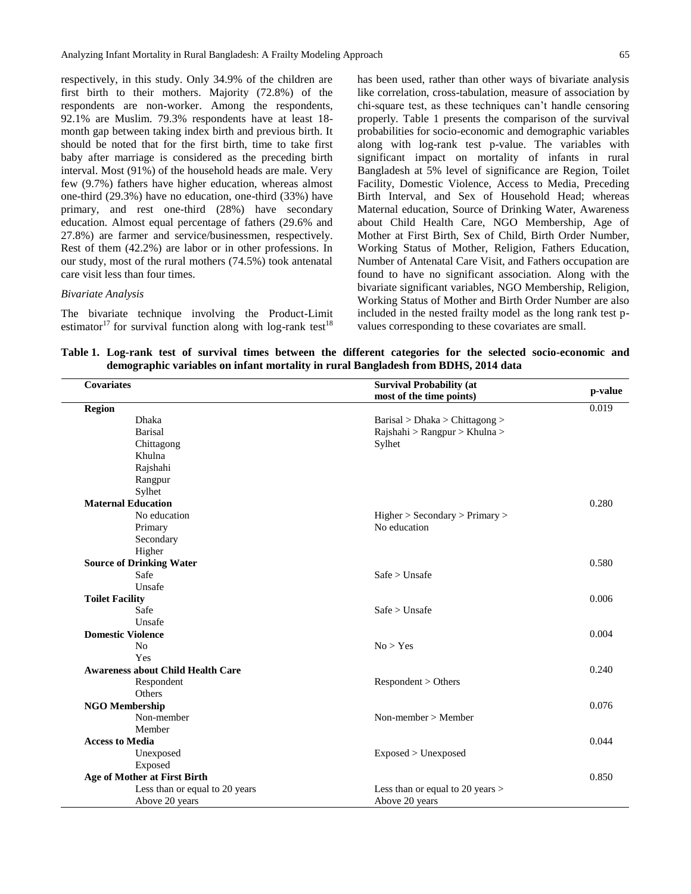respectively, in this study. Only 34.9% of the children are first birth to their mothers. Majority (72.8%) of the respondents are non-worker. Among the respondents, 92.1% are Muslim. 79.3% respondents have at least 18-month gap between taking index birth and previous birth. It should be noted that for the first birth, time to take first baby after marriage is considered as the preceding birth interval. Most (91%) of the household heads are male. Very few (9.7%) fathers have higher education, whereas almost one-third (29.3%) have no education, one-third (33%) have primary, and rest one-third (28%) have secondary education. Almost equal percentage of fathers (29.6% and 27.8%) are farmer and service/businessmen, respectively. Rest of them (42.2%) are labor or in other professions. In our study, most of the rural mothers (74.5%) took antenatal care visit less than four times.

*Bivariate Analysis*

The bivariate technique involving the Product-Limit estimator[17] for survival function along with log-rank test[18] has been used, rather than other ways of bivariate analysis like correlation, cross-tabulation, measure of association by chi-square test, as these techniques can't handle censoring properly. Table 1 presents the comparison of the survival probabilities for socio-economic and demographic variables along with log-rank test p-value. The variables with significant impact on mortality of infants in rural Bangladesh at 5% level of significance are Region, Toilet Facility, Domestic Violence, Access to Media, Preceding Birth Interval, and Sex of Household Head; whereas Maternal education, Source of Drinking Water, Awareness about Child Health Care, NGO Membership, Age of Mother at First Birth, Sex of Child, Birth Order Number, Working Status of Mother, Religion, Fathers Education, Number of Antenatal Care Visit, and Fathers occupation are found to have no significant association. Along with the bivariate significant variables, NGO Membership, Religion, Working Status of Mother and Birth Order Number are also included in the nested frailty model as the long rank test p-values corresponding to these covariates are small.

**Table 1. Log-rank test of survival times between the different categories for the selected socio-economic and demographic variables on infant mortality in rural Bangladesh from BDHS, 2014 data**

| Covariates | Survival Probability (at most of the time points) | p-value |
|---|---|---|
| **Region** | | 0.019 |
| Dhaka | Barisal > Dhaka > Chittagong > | |
| Barisal | Rajshahi > Rangpur > Khulna > | |
| Chittagong | Sylhet | |
| Khulna | | |
| Rajshahi | | |
| Rangpur | | |
| Sylhet | | |
| **Maternal Education** | | 0.280 |
| No education | Higher > Secondary > Primary > | |
| Primary | No education | |
| Secondary | | |
| Higher | | |
| **Source of Drinking Water** | | 0.580 |
| Safe | Safe > Unsafe | |
| Unsafe | | |
| **Toilet Facility** | | 0.006 |
| Safe | Safe > Unsafe | |
| Unsafe | | |
| **Domestic Violence** | | 0.004 |
| No | No > Yes | |
| Yes | | |
| **Awareness about Child Health Care** | | 0.240 |
| Respondent | Respondent > Others | |
| Others | | |
| **NGO Membership** | | 0.076 |
| Non-member | Non-member > Member | |
| Member | | |
| **Access to Media** | | 0.044 |
| Unexposed | Exposed > Unexposed | |
| Exposed | | |
| **Age of Mother at First Birth** | | 0.850 |
| Less than or equal to 20 years | Less than or equal to 20 years > | |
| Above 20 years | Above 20 years | |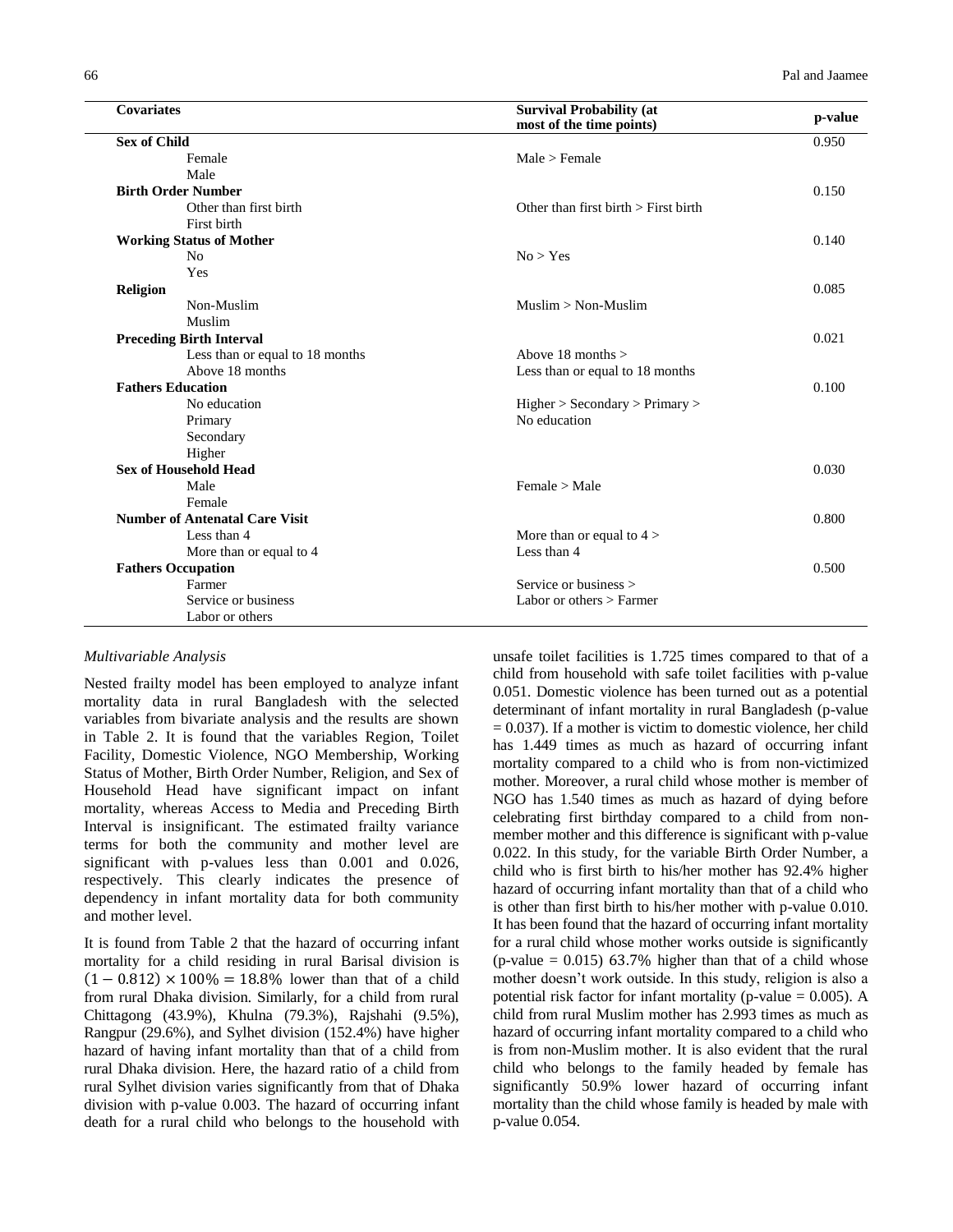| Covariates | Survival Probability (at most of the time points) | p-value |
|---|---|---|
| **Sex of Child** | | 0.950 |
| Female | Male > Female | |
| Male | | |
| **Birth Order Number** | | 0.150 |
| Other than first birth | Other than first birth > First birth | |
| First birth | | |
| **Working Status of Mother** | | 0.140 |
| No | No > Yes | |
| Yes | | |
| **Religion** | | 0.085 |
| Non-Muslim | Muslim > Non-Muslim | |
| Muslim | | |
| **Preceding Birth Interval** | | 0.021 |
| Less than or equal to 18 months | Above 18 months > | |
| Above 18 months | Less than or equal to 18 months | |
| **Fathers Education** | | 0.100 |
| No education | Higher > Secondary > Primary > | |
| Primary | No education | |
| Secondary | | |
| Higher | | |
| **Sex of Household Head** | | 0.030 |
| Male | Female > Male | |
| Female | | |
| **Number of Antenatal Care Visit** | | 0.800 |
| Less than 4 | More than or equal to 4 > | |
| More than or equal to 4 | Less than 4 | |
| **Fathers Occupation** | | 0.500 |
| Farmer | Service or business > | |
| Service or business | Labor or others > Farmer | |
| Labor or others | | |

### *Multivariable Analysis*

Nested frailty model has been employed to analyze infant mortality data in rural Bangladesh with the selected variables from bivariate analysis and the results are shown in Table 2. It is found that the variables Region, Toilet Facility, Domestic Violence, NGO Membership, Working Status of Mother, Birth Order Number, Religion, and Sex of Household Head have significant impact on infant mortality, whereas Access to Media and Preceding Birth Interval is insignificant. The estimated frailty variance terms for both the community and mother level are significant with p-values less than 0.001 and 0.026, respectively. This clearly indicates the presence of dependency in infant mortality data for both community and mother level.

It is found from Table 2 that the hazard of occurring infant mortality for a child residing in rural Barisal division is $(1 - 0.812) \times 100\% = 18.8\%$ lower than that of a child from rural Dhaka division. Similarly, for a child from rural Chittagong (43.9%), Khulna (79.3%), Rajshahi (9.5%), Rangpur (29.6%), and Sylhet division (152.4%) have higher hazard of having infant mortality than that of a child from rural Dhaka division. Here, the hazard ratio of a child from rural Sylhet division varies significantly from that of Dhaka division with p-value 0.003. The hazard of occurring infant death for a rural child who belongs to the household with unsafe toilet facilities is 1.725 times compared to that of a child from household with safe toilet facilities with p-value 0.051. Domestic violence has been turned out as a potential determinant of infant mortality in rural Bangladesh (p-value = 0.037). If a mother is victim to domestic violence, her child has 1.449 times as much as hazard of occurring infant mortality compared to a child who is from non-victimized mother. Moreover, a rural child whose mother is member of NGO has 1.540 times as much as hazard of dying before celebrating first birthday compared to a child from non-member mother and this difference is significant with p-value 0.022. In this study, for the variable Birth Order Number, a child who is first birth to his/her mother has 92.4% higher hazard of occurring infant mortality than that of a child who is other than first birth to his/her mother with p-value 0.010. It has been found that the hazard of occurring infant mortality for a rural child whose mother works outside is significantly (p-value = 0.015) 63.7% higher than that of a child whose mother doesn't work outside. In this study, religion is also a potential risk factor for infant mortality (p-value = 0.005). A child from rural Muslim mother has 2.993 times as much as hazard of occurring infant mortality compared to a child who is from non-Muslim mother. It is also evident that the rural child who belongs to the family headed by female has significantly 50.9% lower hazard of occurring infant mortality than the child whose family is headed by male with p-value 0.054.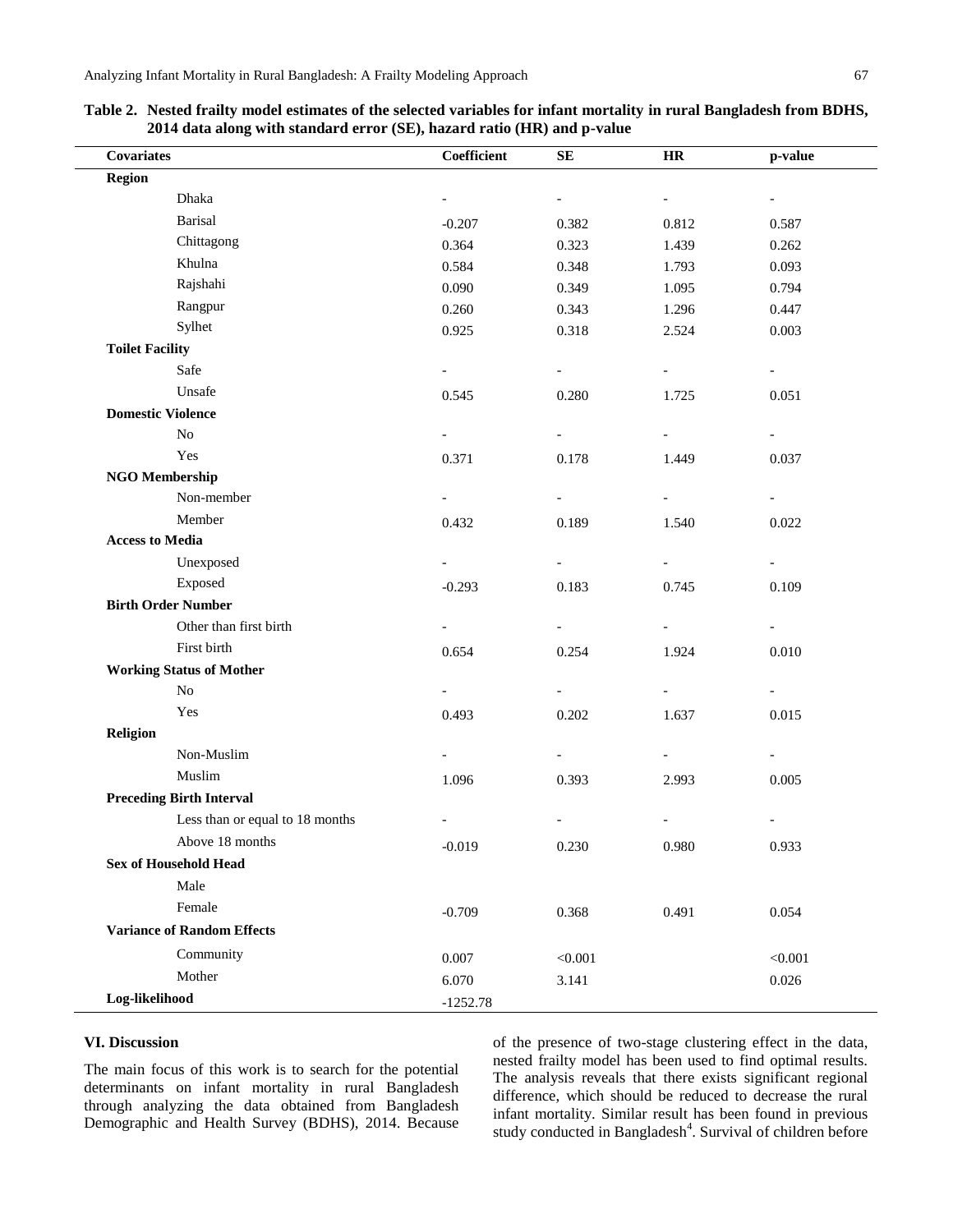**Table 2. Nested frailty model estimates of the selected variables for infant mortality in rural Bangladesh from BDHS, 2014 data along with standard error (SE), hazard ratio (HR) and p-value**

| Covariates | Coefficient | SE | HR | p-value |
|---|---|---|---|---|
| **Region** | | | | |
| Dhaka | - | - | - | - |
| Barisal | -0.207 | 0.382 | 0.812 | 0.587 |
| Chittagong | 0.364 | 0.323 | 1.439 | 0.262 |
| Khulna | 0.584 | 0.348 | 1.793 | 0.093 |
| Rajshahi | 0.090 | 0.349 | 1.095 | 0.794 |
| Rangpur | 0.260 | 0.343 | 1.296 | 0.447 |
| Sylhet | 0.925 | 0.318 | 2.524 | 0.003 |
| **Toilet Facility** | | | | |
| Safe | - | - | - | - |
| Unsafe | 0.545 | 0.280 | 1.725 | 0.051 |
| **Domestic Violence** | | | | |
| No | - | - | - | - |
| Yes | 0.371 | 0.178 | 1.449 | 0.037 |
| **NGO Membership** | | | | |
| Non-member | - | - | - | - |
| Member | 0.432 | 0.189 | 1.540 | 0.022 |
| **Access to Media** | | | | |
| Unexposed | - | - | - | - |
| Exposed | -0.293 | 0.183 | 0.745 | 0.109 |
| **Birth Order Number** | | | | |
| Other than first birth | - | - | - | - |
| First birth | 0.654 | 0.254 | 1.924 | 0.010 |
| **Working Status of Mother** | | | | |
| No | - | - | - | - |
| Yes | 0.493 | 0.202 | 1.637 | 0.015 |
| **Religion** | | | | |
| Non-Muslim | - | - | - | - |
| Muslim | 1.096 | 0.393 | 2.993 | 0.005 |
| **Preceding Birth Interval** | | | | |
| Less than or equal to 18 months | - | - | - | - |
| Above 18 months | -0.019 | 0.230 | 0.980 | 0.933 |
| **Sex of Household Head** | | | | |
| Male | | | | |
| Female | -0.709 | 0.368 | 0.491 | 0.054 |
| **Variance of Random Effects** | | | | |
| Community | 0.007 | <0.001 | | <0.001 |
| Mother | 6.070 | 3.141 | | 0.026 |
| **Log-likelihood** | -1252.78 | | | |

## VI. Discussion

The main focus of this work is to search for the potential determinants on infant mortality in rural Bangladesh through analyzing the data obtained from Bangladesh Demographic and Health Survey (BDHS), 2014. Because of the presence of two-stage clustering effect in the data, nested frailty model has been used to find optimal results. The analysis reveals that there exists significant regional difference, which should be reduced to decrease the rural infant mortality. Similar result has been found in previous study conducted in Bangladesh[4]. Survival of children before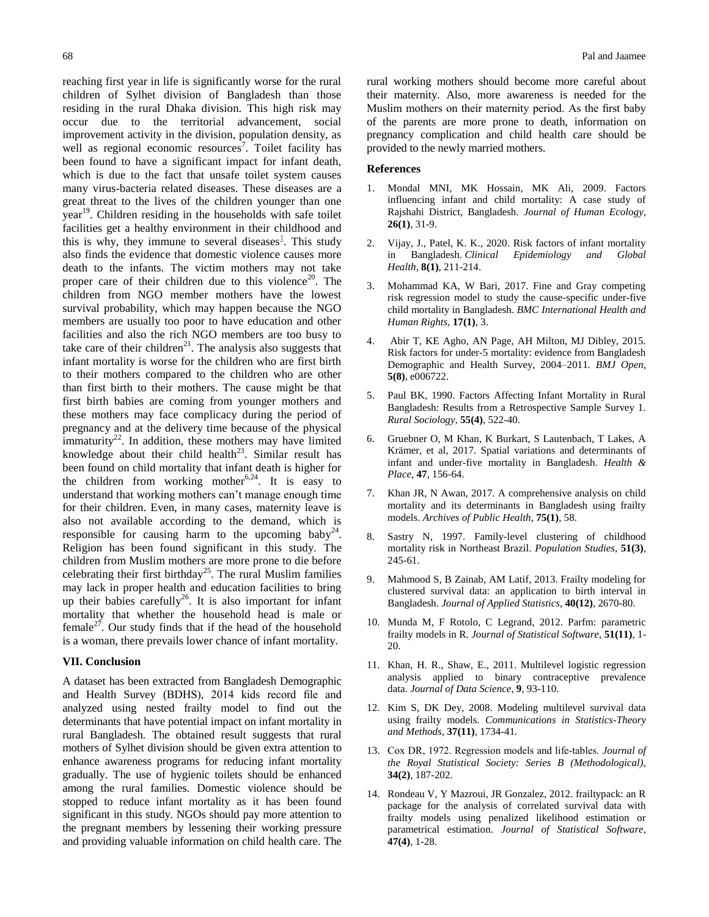reaching first year in life is significantly worse for the rural children of Sylhet division of Bangladesh than those residing in the rural Dhaka division. This high risk may occur due to the territorial advancement, social improvement activity in the division, population density, as well as regional economic resources[7]. Toilet facility has been found to have a significant impact for infant death, which is due to the fact that unsafe toilet system causes many virus-bacteria related diseases. These diseases are a great threat to the lives of the children younger than one year[19]. Children residing in the households with safe toilet facilities get a healthy environment in their childhood and this is why, they immune to several diseases[1]. This study also finds the evidence that domestic violence causes more death to the infants. The victim mothers may not take proper care of their children due to this violence[20]. The children from NGO member mothers have the lowest survival probability, which may happen because the NGO members are usually too poor to have education and other facilities and also the rich NGO members are too busy to take care of their children[21]. The analysis also suggests that infant mortality is worse for the children who are first birth to their mothers compared to the children who are other than first birth to their mothers. The cause might be that first birth babies are coming from younger mothers and these mothers may face complicacy during the period of pregnancy and at the delivery time because of the physical immaturity[22]. In addition, these mothers may have limited knowledge about their child health[23]. Similar result has been found on child mortality that infant death is higher for the children from working mother[6,24]. It is easy to understand that working mothers can't manage enough time for their children. Even, in many cases, maternity leave is also not available according to the demand, which is responsible for causing harm to the upcoming baby[24]. Religion has been found significant in this study. The children from Muslim mothers are more prone to die before celebrating their first birthday[25]. The rural Muslim families may lack in proper health and education facilities to bring up their babies carefully[26]. It is also important for infant mortality that whether the household head is male or female[27]. Our study finds that if the head of the household is a woman, there prevails lower chance of infant mortality.

## VII. Conclusion

A dataset has been extracted from Bangladesh Demographic and Health Survey (BDHS), 2014 kids record file and analyzed using nested frailty model to find out the determinants that have potential impact on infant mortality in rural Bangladesh. The obtained result suggests that rural mothers of Sylhet division should be given extra attention to enhance awareness programs for reducing infant mortality gradually. The use of hygienic toilets should be enhanced among the rural families. Domestic violence should be stopped to reduce infant mortality as it has been found significant in this study. NGOs should pay more attention to the pregnant members by lessening their working pressure and providing valuable information on child health care. The rural working mothers should become more careful about their maternity. Also, more awareness is needed for the Muslim mothers on their maternity period. As the first baby of the parents are more prone to death, information on pregnancy complication and child health care should be provided to the newly married mothers.

## References

1. Mondal MNI, MK Hossain, MK Ali, 2009. Factors influencing infant and child mortality: A case study of Rajshahi District, Bangladesh. *Journal of Human Ecology*, **26(1)**, 31-9.
2. Vijay, J., Patel, K. K., 2020. Risk factors of infant mortality in Bangladesh. *Clinical Epidemiology and Global Health*, **8(1)**, 211-214.
3. Mohammad KA, W Bari, 2017. Fine and Gray competing risk regression model to study the cause-specific under-five child mortality in Bangladesh. *BMC International Health and Human Rights*, **17(1)**, 3.
4. Abir T, KE Agho, AN Page, AH Milton, MJ Dibley, 2015. Risk factors for under-5 mortality: evidence from Bangladesh Demographic and Health Survey, 2004–2011. *BMJ Open*, **5(8)**, e006722.
5. Paul BK, 1990. Factors Affecting Infant Mortality in Rural Bangladesh: Results from a Retrospective Sample Survey 1. *Rural Sociology*, **55(4)**, 522-40.
6. Gruebner O, M Khan, K Burkart, S Lautenbach, T Lakes, A Krämer, et al, 2017. Spatial variations and determinants of infant and under-five mortality in Bangladesh. *Health & Place*, **47**, 156-64.
7. Khan JR, N Awan, 2017. A comprehensive analysis on child mortality and its determinants in Bangladesh using frailty models. *Archives of Public Health*, **75(1)**, 58.
8. Sastry N, 1997. Family-level clustering of childhood mortality risk in Northeast Brazil. *Population Studies*, **51(3)**, 245-61.
9. Mahmood S, B Zainab, AM Latif, 2013. Frailty modeling for clustered survival data: an application to birth interval in Bangladesh. *Journal of Applied Statistics*, **40(12)**, 2670-80.
10. Munda M, F Rotolo, C Legrand, 2012. Parfm: parametric frailty models in R. *Journal of Statistical Software*, **51(11)**, 1-20.
11. Khan, H. R., Shaw, E., 2011. Multilevel logistic regression analysis applied to binary contraceptive prevalence data. *Journal of Data Science*, **9**, 93-110.
12. Kim S, DK Dey, 2008. Modeling multilevel survival data using frailty models. *Communications in Statistics-Theory and Methods*, **37(11)**, 1734-41.
13. Cox DR, 1972. Regression models and life-tables. *Journal of the Royal Statistical Society: Series B (Methodological)*, **34(2)**, 187-202.
14. Rondeau V, Y Mazroui, JR Gonzalez, 2012. frailtypack: an R package for the analysis of correlated survival data with frailty models using penalized likelihood estimation or parametrical estimation. *Journal of Statistical Software*, **47(4)**, 1-28.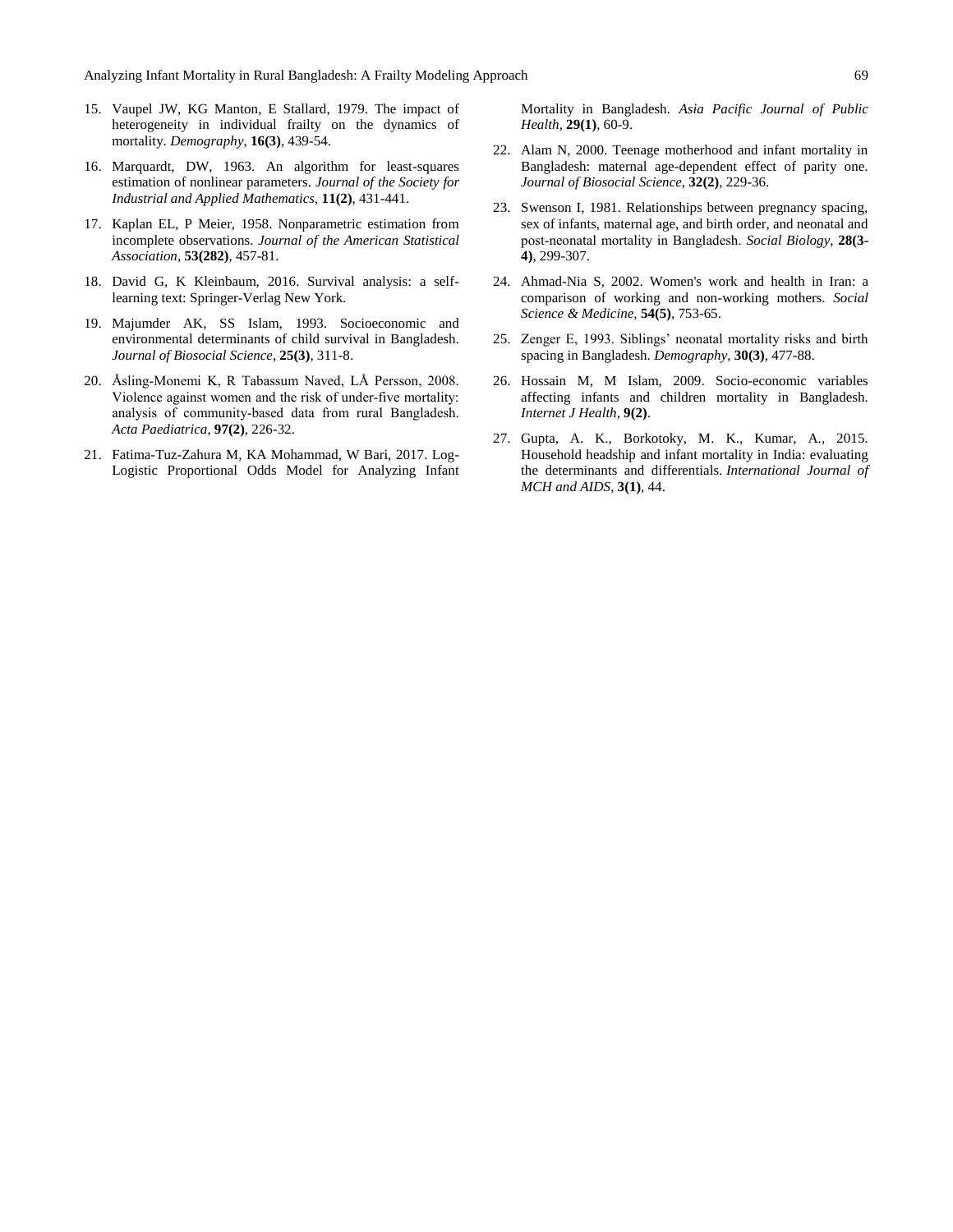15. Vaupel JW, KG Manton, E Stallard, 1979. The impact of heterogeneity in individual frailty on the dynamics of mortality. *Demography*, **16(3)**, 439-54.
16. Marquardt, DW, 1963. An algorithm for least-squares estimation of nonlinear parameters. *Journal of the Society for Industrial and Applied Mathematics*, **11(2)**, 431-441.
17. Kaplan EL, P Meier, 1958. Nonparametric estimation from incomplete observations. *Journal of the American Statistical Association*, **53(282)**, 457-81.
18. David G, K Kleinbaum, 2016. Survival analysis: a self-learning text: Springer-Verlag New York.
19. Majumder AK, SS Islam, 1993. Socioeconomic and environmental determinants of child survival in Bangladesh. *Journal of Biosocial Science*, **25(3)**, 311-8.
20. Åsling-Monemi K, R Tabassum Naved, LÅ Persson, 2008. Violence against women and the risk of under-five mortality: analysis of community-based data from rural Bangladesh. *Acta Paediatrica*, **97(2)**, 226-32.
21. Fatima-Tuz-Zahura M, KA Mohammad, W Bari, 2017. Log-Logistic Proportional Odds Model for Analyzing Infant Mortality in Bangladesh. *Asia Pacific Journal of Public Health*, **29(1)**, 60-9.
22. Alam N, 2000. Teenage motherhood and infant mortality in Bangladesh: maternal age-dependent effect of parity one. *Journal of Biosocial Science*, **32(2)**, 229-36.
23. Swenson I, 1981. Relationships between pregnancy spacing, sex of infants, maternal age, and birth order, and neonatal and post-neonatal mortality in Bangladesh. *Social Biology*, **28(3-4)**, 299-307.
24. Ahmad-Nia S, 2002. Women's work and health in Iran: a comparison of working and non-working mothers. *Social Science & Medicine*, **54(5)**, 753-65.
25. Zenger E, 1993. Siblings' neonatal mortality risks and birth spacing in Bangladesh. *Demography*, **30(3)**, 477-88.
26. Hossain M, M Islam, 2009. Socio-economic variables affecting infants and children mortality in Bangladesh. *Internet J Health*, **9(2)**.
27. Gupta, A. K., Borkotoky, M. K., Kumar, A., 2015. Household headship and infant mortality in India: evaluating the determinants and differentials. *International Journal of MCH and AIDS*, **3(1)**, 44.